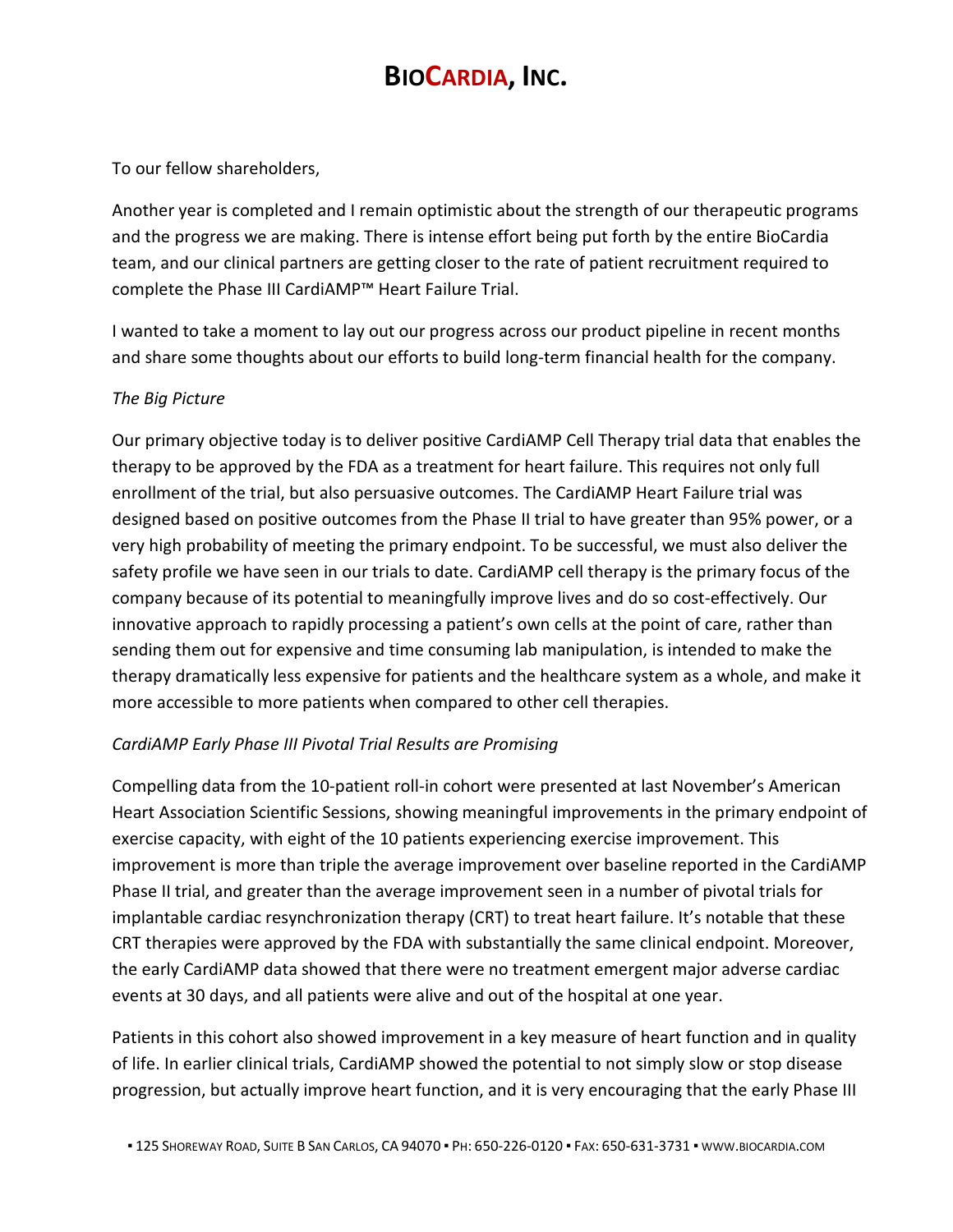# BIOCARDIA, INC.

To our fellow shareholders,

Another year is completed and I remain optimistic about the strength of our therapeutic programs and the progress we are making. There is intense effort being put forth by the entire BioCardia team, and our clinical partners are getting closer to the rate of patient recruitment required to complete the Phase III CardiAMP™ Heart Failure Trial.

I wanted to take a moment to lay out our progress across our product pipeline in recent months and share some thoughts about our efforts to build long-term financial health for the company.

*The Big Picture*

Our primary objective today is to deliver positive CardiAMP Cell Therapy trial data that enables the therapy to be approved by the FDA as a treatment for heart failure. This requires not only full enrollment of the trial, but also persuasive outcomes. The CardiAMP Heart Failure trial was designed based on positive outcomes from the Phase II trial to have greater than 95% power, or a very high probability of meeting the primary endpoint. To be successful, we must also deliver the safety profile we have seen in our trials to date. CardiAMP cell therapy is the primary focus of the company because of its potential to meaningfully improve lives and do so cost-effectively. Our innovative approach to rapidly processing a patient's own cells at the point of care, rather than sending them out for expensive and time consuming lab manipulation, is intended to make the therapy dramatically less expensive for patients and the healthcare system as a whole, and make it more accessible to more patients when compared to other cell therapies.

*CardiAMP Early Phase III Pivotal Trial Results are Promising*

Compelling data from the 10-patient roll-in cohort were presented at last November's American Heart Association Scientific Sessions, showing meaningful improvements in the primary endpoint of exercise capacity, with eight of the 10 patients experiencing exercise improvement. This improvement is more than triple the average improvement over baseline reported in the CardiAMP Phase II trial, and greater than the average improvement seen in a number of pivotal trials for implantable cardiac resynchronization therapy (CRT) to treat heart failure. It's notable that these CRT therapies were approved by the FDA with substantially the same clinical endpoint. Moreover, the early CardiAMP data showed that there were no treatment emergent major adverse cardiac events at 30 days, and all patients were alive and out of the hospital at one year.

Patients in this cohort also showed improvement in a key measure of heart function and in quality of life. In earlier clinical trials, CardiAMP showed the potential to not simply slow or stop disease progression, but actually improve heart function, and it is very encouraging that the early Phase III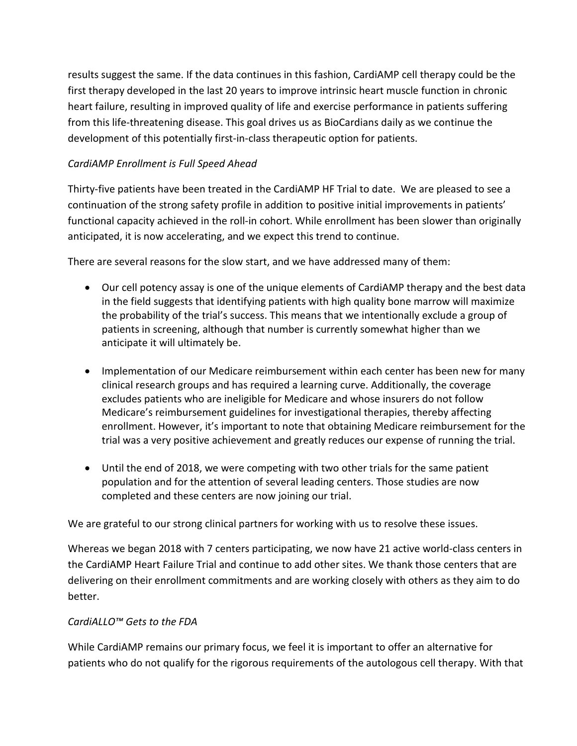results suggest the same. If the data continues in this fashion, CardiAMP cell therapy could be the first therapy developed in the last 20 years to improve intrinsic heart muscle function in chronic heart failure, resulting in improved quality of life and exercise performance in patients suffering from this life-threatening disease. This goal drives us as BioCardians daily as we continue the development of this potentially first-in-class therapeutic option for patients.

*CardiAMP Enrollment is Full Speed Ahead*

Thirty-five patients have been treated in the CardiAMP HF Trial to date. We are pleased to see a continuation of the strong safety profile in addition to positive initial improvements in patients' functional capacity achieved in the roll-in cohort. While enrollment has been slower than originally anticipated, it is now accelerating, and we expect this trend to continue.

There are several reasons for the slow start, and we have addressed many of them:

- Our cell potency assay is one of the unique elements of CardiAMP therapy and the best data in the field suggests that identifying patients with high quality bone marrow will maximize the probability of the trial's success. This means that we intentionally exclude a group of patients in screening, although that number is currently somewhat higher than we anticipate it will ultimately be.

- Implementation of our Medicare reimbursement within each center has been new for many clinical research groups and has required a learning curve. Additionally, the coverage excludes patients who are ineligible for Medicare and whose insurers do not follow Medicare's reimbursement guidelines for investigational therapies, thereby affecting enrollment. However, it's important to note that obtaining Medicare reimbursement for the trial was a very positive achievement and greatly reduces our expense of running the trial.

- Until the end of 2018, we were competing with two other trials for the same patient population and for the attention of several leading centers. Those studies are now completed and these centers are now joining our trial.

We are grateful to our strong clinical partners for working with us to resolve these issues.

Whereas we began 2018 with 7 centers participating, we now have 21 active world-class centers in the CardiAMP Heart Failure Trial and continue to add other sites. We thank those centers that are delivering on their enrollment commitments and are working closely with others as they aim to do better.

*CardiALLO™ Gets to the FDA*

While CardiAMP remains our primary focus, we feel it is important to offer an alternative for patients who do not qualify for the rigorous requirements of the autologous cell therapy. With that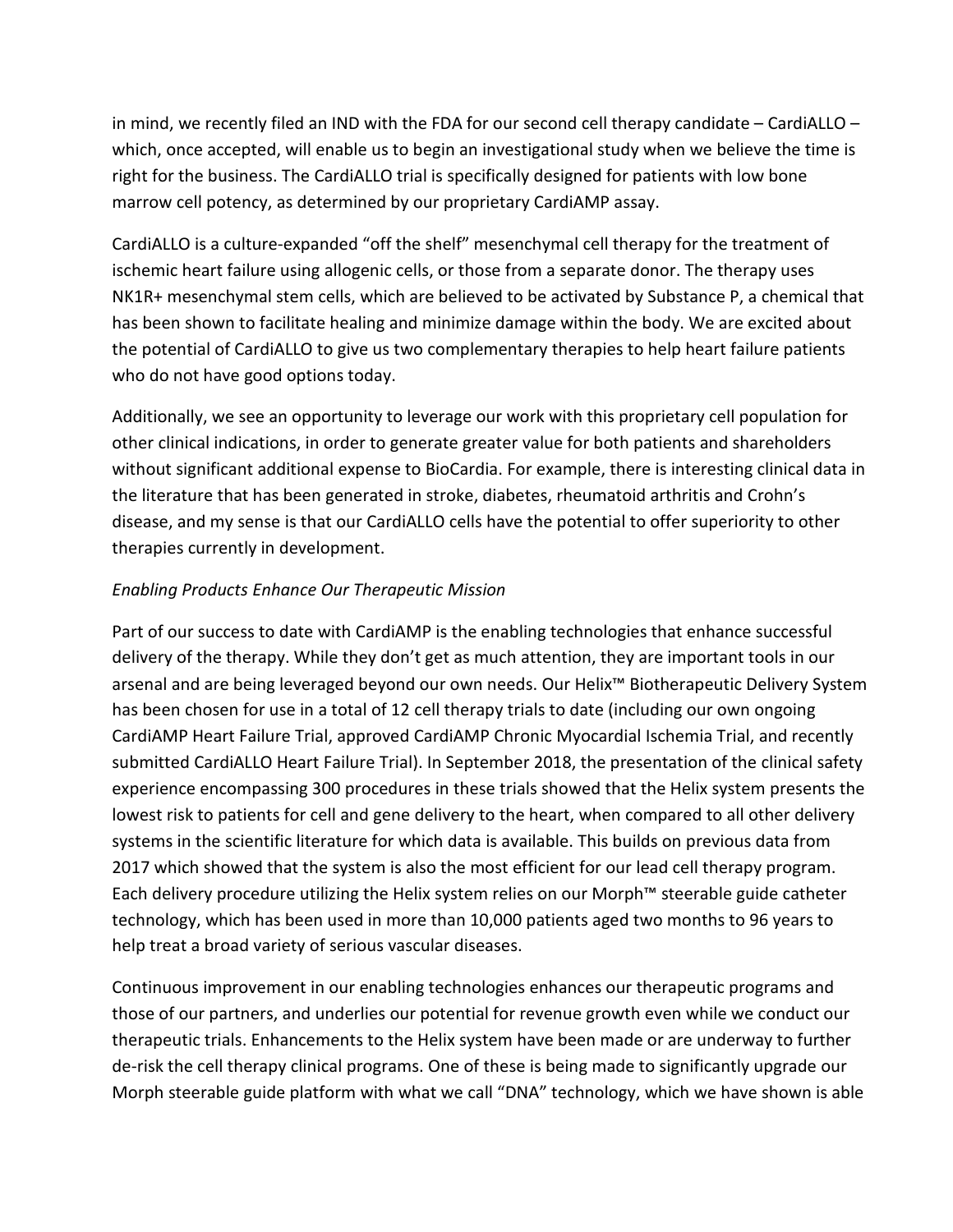in mind, we recently filed an IND with the FDA for our second cell therapy candidate – CardiALLO – which, once accepted, will enable us to begin an investigational study when we believe the time is right for the business. The CardiALLO trial is specifically designed for patients with low bone marrow cell potency, as determined by our proprietary CardiAMP assay.

CardiALLO is a culture-expanded "off the shelf" mesenchymal cell therapy for the treatment of ischemic heart failure using allogenic cells, or those from a separate donor. The therapy uses NK1R+ mesenchymal stem cells, which are believed to be activated by Substance P, a chemical that has been shown to facilitate healing and minimize damage within the body. We are excited about the potential of CardiALLO to give us two complementary therapies to help heart failure patients who do not have good options today.

Additionally, we see an opportunity to leverage our work with this proprietary cell population for other clinical indications, in order to generate greater value for both patients and shareholders without significant additional expense to BioCardia. For example, there is interesting clinical data in the literature that has been generated in stroke, diabetes, rheumatoid arthritis and Crohn's disease, and my sense is that our CardiALLO cells have the potential to offer superiority to other therapies currently in development.

*Enabling Products Enhance Our Therapeutic Mission*

Part of our success to date with CardiAMP is the enabling technologies that enhance successful delivery of the therapy. While they don't get as much attention, they are important tools in our arsenal and are being leveraged beyond our own needs. Our Helix™ Biotherapeutic Delivery System has been chosen for use in a total of 12 cell therapy trials to date (including our own ongoing CardiAMP Heart Failure Trial, approved CardiAMP Chronic Myocardial Ischemia Trial, and recently submitted CardiALLO Heart Failure Trial). In September 2018, the presentation of the clinical safety experience encompassing 300 procedures in these trials showed that the Helix system presents the lowest risk to patients for cell and gene delivery to the heart, when compared to all other delivery systems in the scientific literature for which data is available. This builds on previous data from 2017 which showed that the system is also the most efficient for our lead cell therapy program. Each delivery procedure utilizing the Helix system relies on our Morph™ steerable guide catheter technology, which has been used in more than 10,000 patients aged two months to 96 years to help treat a broad variety of serious vascular diseases.

Continuous improvement in our enabling technologies enhances our therapeutic programs and those of our partners, and underlies our potential for revenue growth even while we conduct our therapeutic trials. Enhancements to the Helix system have been made or are underway to further de-risk the cell therapy clinical programs. One of these is being made to significantly upgrade our Morph steerable guide platform with what we call "DNA" technology, which we have shown is able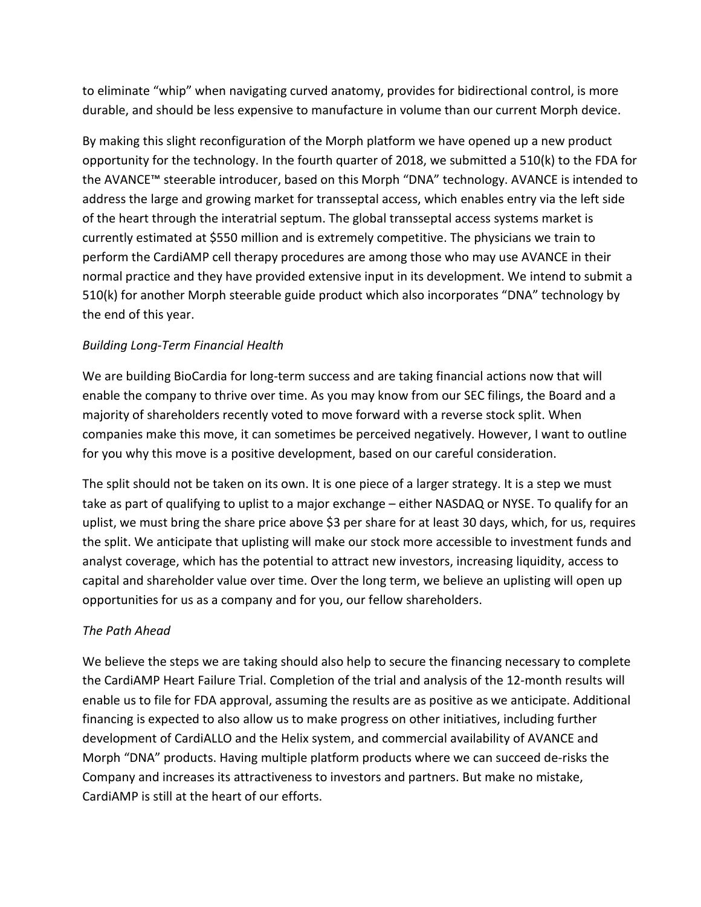to eliminate "whip" when navigating curved anatomy, provides for bidirectional control, is more durable, and should be less expensive to manufacture in volume than our current Morph device.

By making this slight reconfiguration of the Morph platform we have opened up a new product opportunity for the technology. In the fourth quarter of 2018, we submitted a 510(k) to the FDA for the AVANCE™ steerable introducer, based on this Morph "DNA" technology. AVANCE is intended to address the large and growing market for transseptal access, which enables entry via the left side of the heart through the interatrial septum. The global transseptal access systems market is currently estimated at $550 million and is extremely competitive. The physicians we train to perform the CardiAMP cell therapy procedures are among those who may use AVANCE in their normal practice and they have provided extensive input in its development. We intend to submit a 510(k) for another Morph steerable guide product which also incorporates "DNA" technology by the end of this year.

*Building Long-Term Financial Health*

We are building BioCardia for long-term success and are taking financial actions now that will enable the company to thrive over time. As you may know from our SEC filings, the Board and a majority of shareholders recently voted to move forward with a reverse stock split. When companies make this move, it can sometimes be perceived negatively. However, I want to outline for you why this move is a positive development, based on our careful consideration.

The split should not be taken on its own. It is one piece of a larger strategy. It is a step we must take as part of qualifying to uplist to a major exchange – either NASDAQ or NYSE. To qualify for an uplist, we must bring the share price above $3 per share for at least 30 days, which, for us, requires the split. We anticipate that uplisting will make our stock more accessible to investment funds and analyst coverage, which has the potential to attract new investors, increasing liquidity, access to capital and shareholder value over time. Over the long term, we believe an uplisting will open up opportunities for us as a company and for you, our fellow shareholders.

*The Path Ahead*

We believe the steps we are taking should also help to secure the financing necessary to complete the CardiAMP Heart Failure Trial. Completion of the trial and analysis of the 12-month results will enable us to file for FDA approval, assuming the results are as positive as we anticipate. Additional financing is expected to also allow us to make progress on other initiatives, including further development of CardiALLO and the Helix system, and commercial availability of AVANCE and Morph "DNA" products. Having multiple platform products where we can succeed de-risks the Company and increases its attractiveness to investors and partners. But make no mistake, CardiAMP is still at the heart of our efforts.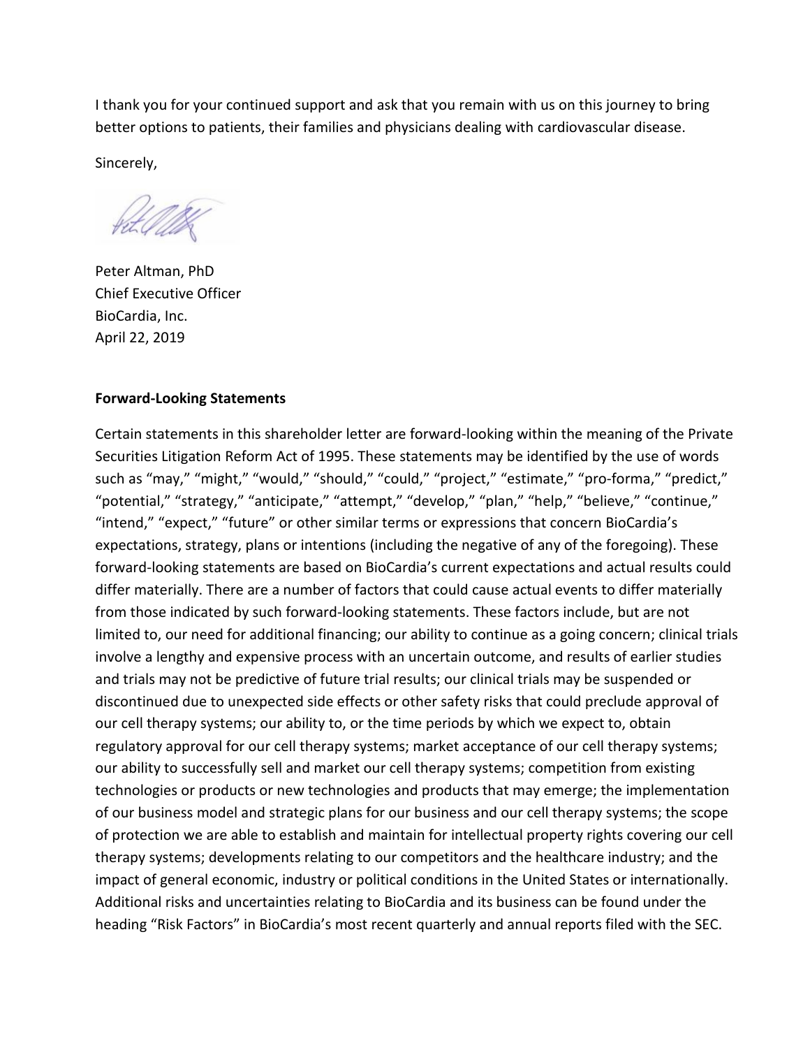I thank you for your continued support and ask that you remain with us on this journey to bring better options to patients, their families and physicians dealing with cardiovascular disease.

Sincerely,

Peter Altman, PhD
Chief Executive Officer
BioCardia, Inc.
April 22, 2019

**Forward-Looking Statements**

Certain statements in this shareholder letter are forward-looking within the meaning of the Private Securities Litigation Reform Act of 1995. These statements may be identified by the use of words such as “may,” “might,” “would,” “should,” “could,” “project,” “estimate,” “pro-forma,” “predict,” “potential,” “strategy,” “anticipate,” “attempt,” “develop,” “plan,” “help,” “believe,” “continue,” “intend,” “expect,” “future” or other similar terms or expressions that concern BioCardia’s expectations, strategy, plans or intentions (including the negative of any of the foregoing). These forward-looking statements are based on BioCardia’s current expectations and actual results could differ materially. There are a number of factors that could cause actual events to differ materially from those indicated by such forward-looking statements. These factors include, but are not limited to, our need for additional financing; our ability to continue as a going concern; clinical trials involve a lengthy and expensive process with an uncertain outcome, and results of earlier studies and trials may not be predictive of future trial results; our clinical trials may be suspended or discontinued due to unexpected side effects or other safety risks that could preclude approval of our cell therapy systems; our ability to, or the time periods by which we expect to, obtain regulatory approval for our cell therapy systems; market acceptance of our cell therapy systems; our ability to successfully sell and market our cell therapy systems; competition from existing technologies or products or new technologies and products that may emerge; the implementation of our business model and strategic plans for our business and our cell therapy systems; the scope of protection we are able to establish and maintain for intellectual property rights covering our cell therapy systems; developments relating to our competitors and the healthcare industry; and the impact of general economic, industry or political conditions in the United States or internationally. Additional risks and uncertainties relating to BioCardia and its business can be found under the heading “Risk Factors” in BioCardia’s most recent quarterly and annual reports filed with the SEC.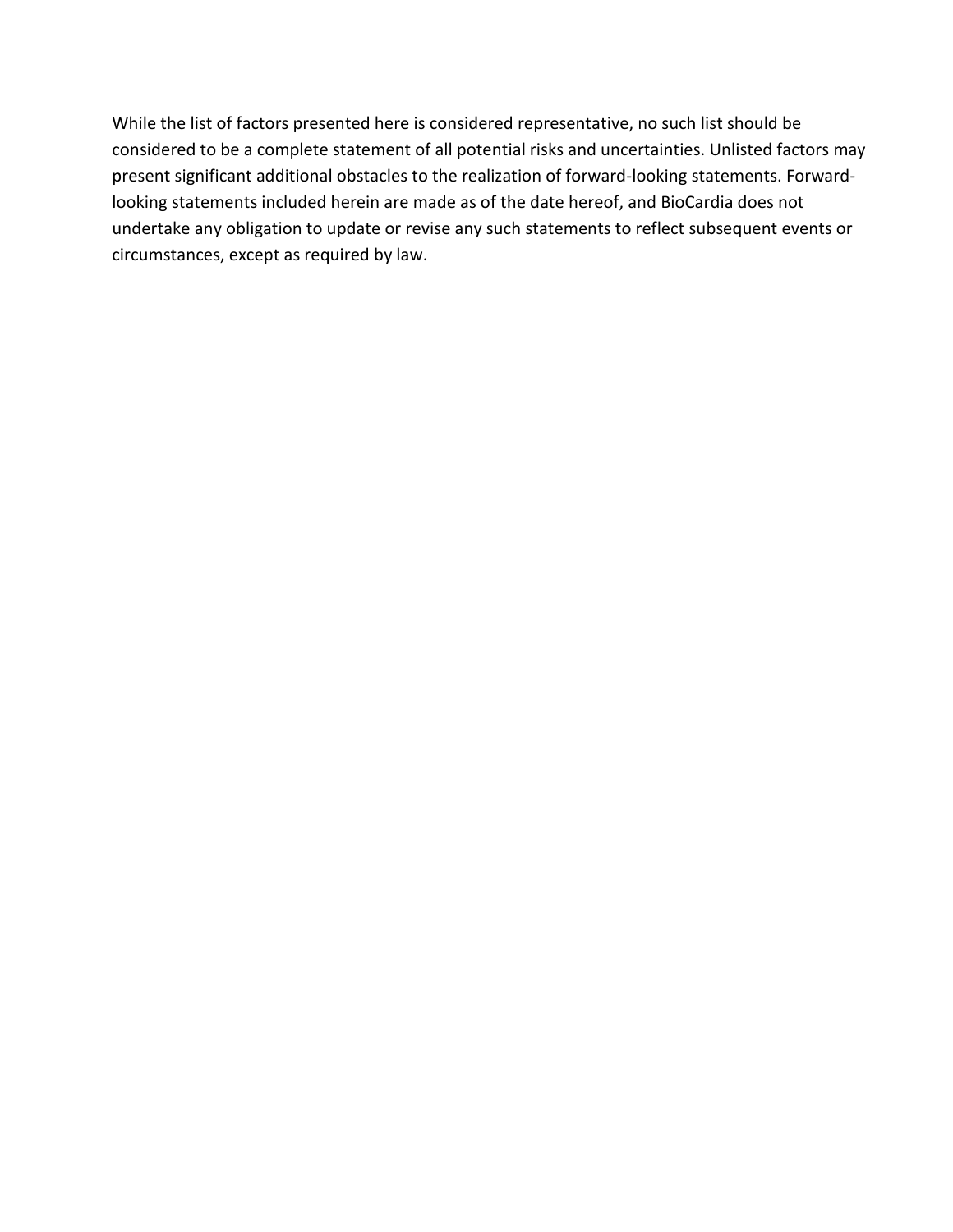While the list of factors presented here is considered representative, no such list should be considered to be a complete statement of all potential risks and uncertainties. Unlisted factors may present significant additional obstacles to the realization of forward-looking statements. Forward-looking statements included herein are made as of the date hereof, and BioCardia does not undertake any obligation to update or revise any such statements to reflect subsequent events or circumstances, except as required by law.